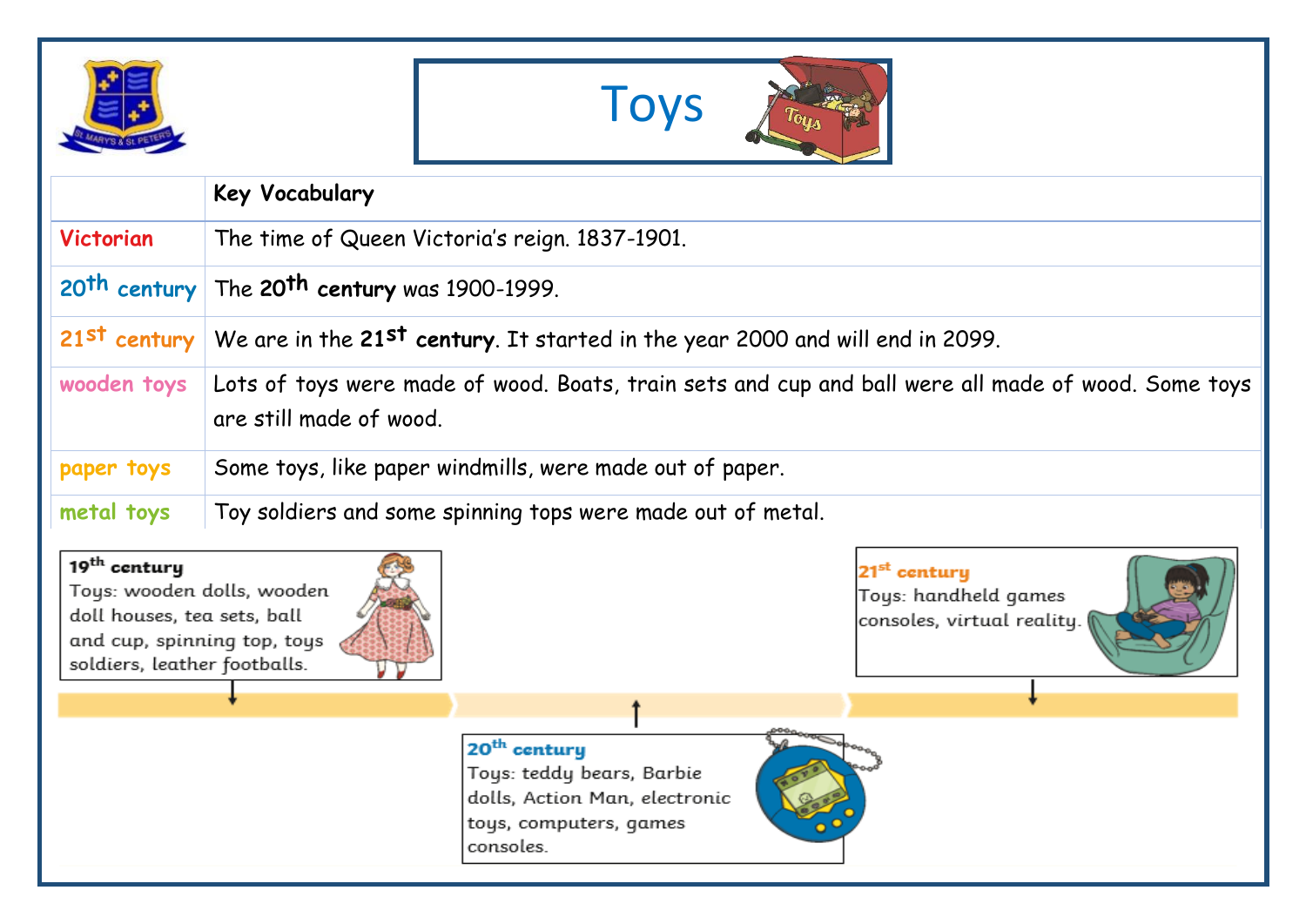# Toys

| | Key Vocabulary |
|---|---|
| Victorian | The time of Queen Victoria's reign. 1837-1901. |
| 20th century | The **20th century** was 1900-1999. |
| 21st century | We are in the **21st century**. It started in the year 2000 and will end in 2099. |
| wooden toys | Lots of toys were made of wood. Boats, train sets and cup and ball were all made of wood. Some toys are still made of wood. |
| paper toys | Some toys, like paper windmills, were made out of paper. |
| metal toys | Toy soldiers and some spinning tops were made out of metal. |

**19th century**
Toys: wooden dolls, wooden doll houses, tea sets, ball and cup, spinning top, toys soldiers, leather footballs.

**20th century**
Toys: teddy bears, Barbie dolls, Action Man, electronic toys, computers, games consoles.

**21st century**
Toys: handheld games consoles, virtual reality.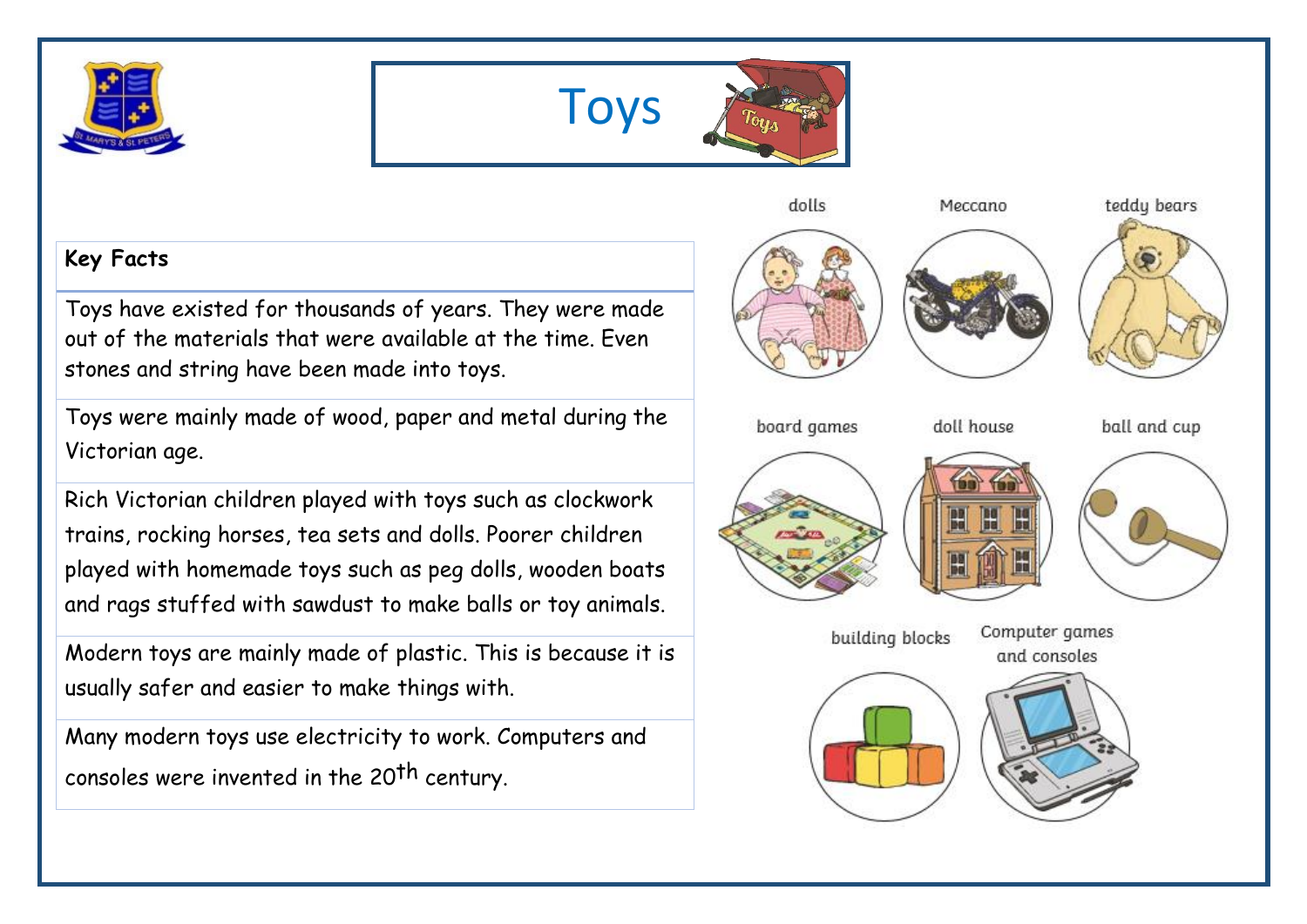# Toys

| Key Facts |
|---|
| Toys have existed for thousands of years. They were made out of the materials that were available at the time. Even stones and string have been made into toys. |
| Toys were mainly made of wood, paper and metal during the Victorian age. |
| Rich Victorian children played with toys such as clockwork trains, rocking horses, tea sets and dolls. Poorer children played with homemade toys such as peg dolls, wooden boats and rags stuffed with sawdust to make balls or toy animals. |
| Modern toys are mainly made of plastic. This is because it is usually safer and easier to make things with. |
| Many modern toys use electricity to work. Computers and consoles were invented in the 20th century. |

dolls

Meccano

teddy bears

board games

doll house

ball and cup

building blocks

Computer games and consoles